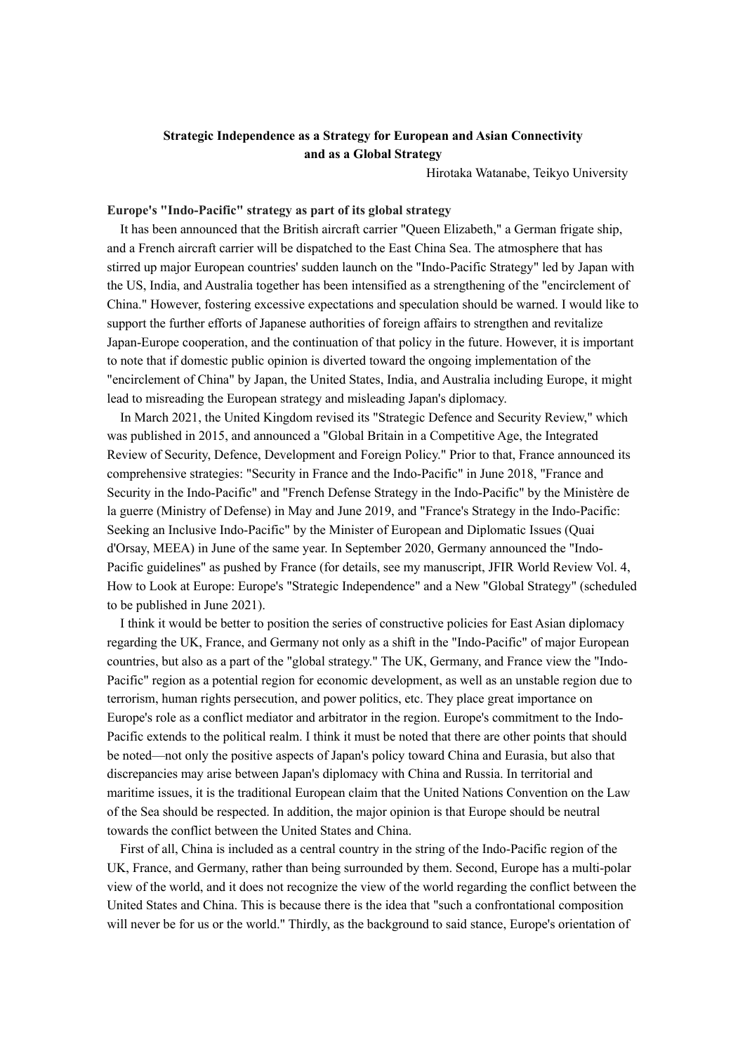# Strategic Independence as a Strategy for European and Asian Connectivity and as a Global Strategy

Hirotaka Watanabe, Teikyo University

## Europe's "Indo-Pacific" strategy as part of its global strategy

It has been announced that the British aircraft carrier "Queen Elizabeth," a German frigate ship, and a French aircraft carrier will be dispatched to the East China Sea. The atmosphere that has stirred up major European countries' sudden launch on the "Indo-Pacific Strategy" led by Japan with the US, India, and Australia together has been intensified as a strengthening of the "encirclement of China." However, fostering excessive expectations and speculation should be warned. I would like to support the further efforts of Japanese authorities of foreign affairs to strengthen and revitalize Japan-Europe cooperation, and the continuation of that policy in the future. However, it is important to note that if domestic public opinion is diverted toward the ongoing implementation of the "encirclement of China" by Japan, the United States, India, and Australia including Europe, it might lead to misreading the European strategy and misleading Japan's diplomacy.

In March 2021, the United Kingdom revised its "Strategic Defence and Security Review," which was published in 2015, and announced a "Global Britain in a Competitive Age, the Integrated Review of Security, Defence, Development and Foreign Policy." Prior to that, France announced its comprehensive strategies: "Security in France and the Indo-Pacific" in June 2018, "France and Security in the Indo-Pacific" and "French Defense Strategy in the Indo-Pacific" by the Ministère de la guerre (Ministry of Defense) in May and June 2019, and "France's Strategy in the Indo-Pacific: Seeking an Inclusive Indo-Pacific" by the Minister of European and Diplomatic Issues (Quai d'Orsay, MEEA) in June of the same year. In September 2020, Germany announced the "Indo-Pacific guidelines" as pushed by France (for details, see my manuscript, JFIR World Review Vol. 4, How to Look at Europe: Europe's "Strategic Independence" and a New "Global Strategy" (scheduled to be published in June 2021).

I think it would be better to position the series of constructive policies for East Asian diplomacy regarding the UK, France, and Germany not only as a shift in the "Indo-Pacific" of major European countries, but also as a part of the "global strategy." The UK, Germany, and France view the "Indo-Pacific" region as a potential region for economic development, as well as an unstable region due to terrorism, human rights persecution, and power politics, etc. They place great importance on Europe's role as a conflict mediator and arbitrator in the region. Europe's commitment to the Indo-Pacific extends to the political realm. I think it must be noted that there are other points that should be noted—not only the positive aspects of Japan's policy toward China and Eurasia, but also that discrepancies may arise between Japan's diplomacy with China and Russia. In territorial and maritime issues, it is the traditional European claim that the United Nations Convention on the Law of the Sea should be respected. In addition, the major opinion is that Europe should be neutral towards the conflict between the United States and China.

First of all, China is included as a central country in the string of the Indo-Pacific region of the UK, France, and Germany, rather than being surrounded by them. Second, Europe has a multi-polar view of the world, and it does not recognize the view of the world regarding the conflict between the United States and China. This is because there is the idea that "such a confrontational composition will never be for us or the world." Thirdly, as the background to said stance, Europe's orientation of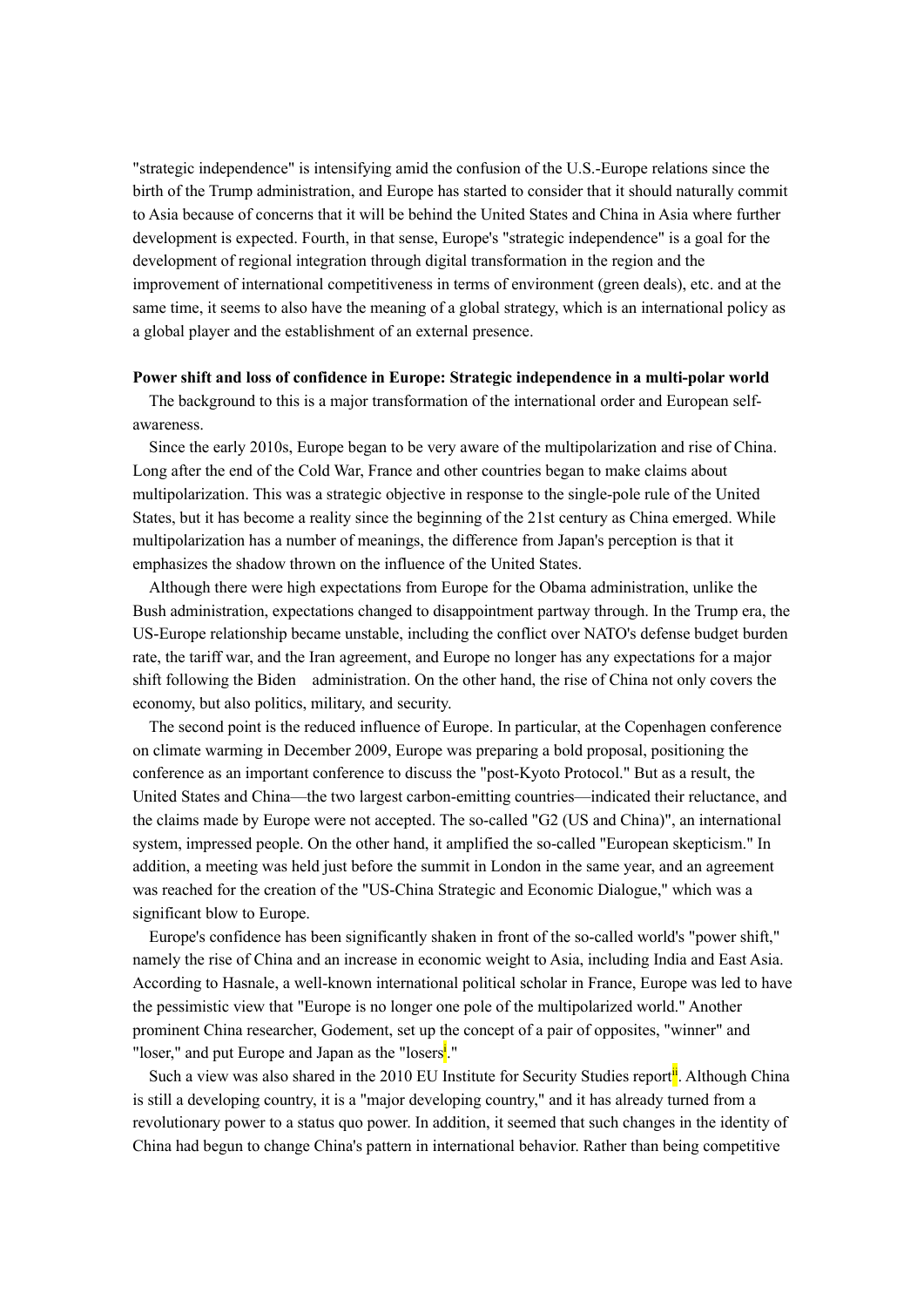"strategic independence" is intensifying amid the confusion of the U.S.-Europe relations since the birth of the Trump administration, and Europe has started to consider that it should naturally commit to Asia because of concerns that it will be behind the United States and China in Asia where further development is expected. Fourth, in that sense, Europe's "strategic independence" is a goal for the development of regional integration through digital transformation in the region and the improvement of international competitiveness in terms of environment (green deals), etc. and at the same time, it seems to also have the meaning of a global strategy, which is an international policy as a global player and the establishment of an external presence.

**Power shift and loss of confidence in Europe: Strategic independence in a multi-polar world**

The background to this is a major transformation of the international order and European self-awareness.

Since the early 2010s, Europe began to be very aware of the multipolarization and rise of China. Long after the end of the Cold War, France and other countries began to make claims about multipolarization. This was a strategic objective in response to the single-pole rule of the United States, but it has become a reality since the beginning of the 21st century as China emerged. While multipolarization has a number of meanings, the difference from Japan's perception is that it emphasizes the shadow thrown on the influence of the United States.

Although there were high expectations from Europe for the Obama administration, unlike the Bush administration, expectations changed to disappointment partway through. In the Trump era, the US-Europe relationship became unstable, including the conflict over NATO's defense budget burden rate, the tariff war, and the Iran agreement, and Europe no longer has any expectations for a major shift following the Biden administration. On the other hand, the rise of China not only covers the economy, but also politics, military, and security.

The second point is the reduced influence of Europe. In particular, at the Copenhagen conference on climate warming in December 2009, Europe was preparing a bold proposal, positioning the conference as an important conference to discuss the "post-Kyoto Protocol." But as a result, the United States and China—the two largest carbon-emitting countries—indicated their reluctance, and the claims made by Europe were not accepted. The so-called "G2 (US and China)", an international system, impressed people. On the other hand, it amplified the so-called "European skepticism." In addition, a meeting was held just before the summit in London in the same year, and an agreement was reached for the creation of the "US-China Strategic and Economic Dialogue," which was a significant blow to Europe.

Europe's confidence has been significantly shaken in front of the so-called world's "power shift," namely the rise of China and an increase in economic weight to Asia, including India and East Asia. According to Hasnale, a well-known international political scholar in France, Europe was led to have the pessimistic view that "Europe is no longer one pole of the multipolarized world." Another prominent China researcher, Godement, set up the concept of a pair of opposites, "winner" and "loser," and put Europe and Japan as the "losers[i]."

Such a view was also shared in the 2010 EU Institute for Security Studies report[ii]. Although China is still a developing country, it is a "major developing country," and it has already turned from a revolutionary power to a status quo power. In addition, it seemed that such changes in the identity of China had begun to change China's pattern in international behavior. Rather than being competitive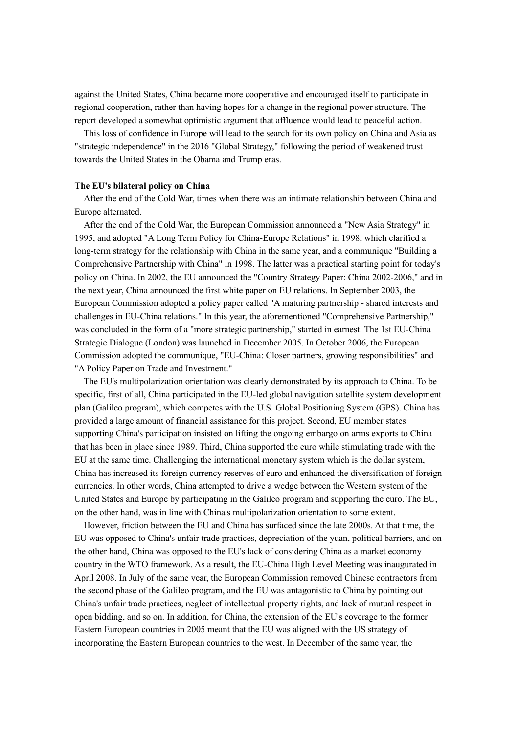against the United States, China became more cooperative and encouraged itself to participate in regional cooperation, rather than having hopes for a change in the regional power structure. The report developed a somewhat optimistic argument that affluence would lead to peaceful action.

This loss of confidence in Europe will lead to the search for its own policy on China and Asia as "strategic independence" in the 2016 "Global Strategy," following the period of weakened trust towards the United States in the Obama and Trump eras.

**The EU's bilateral policy on China**

After the end of the Cold War, times when there was an intimate relationship between China and Europe alternated.

After the end of the Cold War, the European Commission announced a "New Asia Strategy" in 1995, and adopted "A Long Term Policy for China-Europe Relations" in 1998, which clarified a long-term strategy for the relationship with China in the same year, and a communique "Building a Comprehensive Partnership with China" in 1998. The latter was a practical starting point for today's policy on China. In 2002, the EU announced the "Country Strategy Paper: China 2002-2006," and in the next year, China announced the first white paper on EU relations. In September 2003, the European Commission adopted a policy paper called "A maturing partnership - shared interests and challenges in EU-China relations." In this year, the aforementioned "Comprehensive Partnership," was concluded in the form of a "more strategic partnership," started in earnest. The 1st EU-China Strategic Dialogue (London) was launched in December 2005. In October 2006, the European Commission adopted the communique, "EU-China: Closer partners, growing responsibilities" and "A Policy Paper on Trade and Investment."

The EU's multipolarization orientation was clearly demonstrated by its approach to China. To be specific, first of all, China participated in the EU-led global navigation satellite system development plan (Galileo program), which competes with the U.S. Global Positioning System (GPS). China has provided a large amount of financial assistance for this project. Second, EU member states supporting China's participation insisted on lifting the ongoing embargo on arms exports to China that has been in place since 1989. Third, China supported the euro while stimulating trade with the EU at the same time. Challenging the international monetary system which is the dollar system, China has increased its foreign currency reserves of euro and enhanced the diversification of foreign currencies. In other words, China attempted to drive a wedge between the Western system of the United States and Europe by participating in the Galileo program and supporting the euro. The EU, on the other hand, was in line with China's multipolarization orientation to some extent.

However, friction between the EU and China has surfaced since the late 2000s. At that time, the EU was opposed to China's unfair trade practices, depreciation of the yuan, political barriers, and on the other hand, China was opposed to the EU's lack of considering China as a market economy country in the WTO framework. As a result, the EU-China High Level Meeting was inaugurated in April 2008. In July of the same year, the European Commission removed Chinese contractors from the second phase of the Galileo program, and the EU was antagonistic to China by pointing out China's unfair trade practices, neglect of intellectual property rights, and lack of mutual respect in open bidding, and so on. In addition, for China, the extension of the EU's coverage to the former Eastern European countries in 2005 meant that the EU was aligned with the US strategy of incorporating the Eastern European countries to the west. In December of the same year, the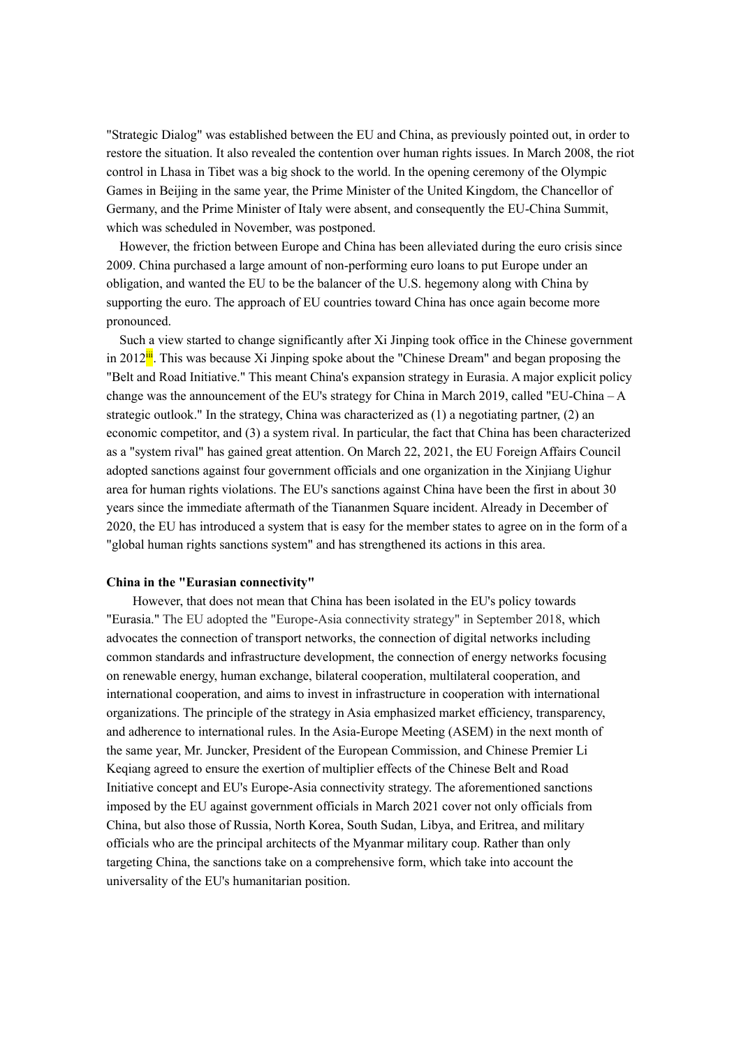"Strategic Dialog" was established between the EU and China, as previously pointed out, in order to restore the situation. It also revealed the contention over human rights issues. In March 2008, the riot control in Lhasa in Tibet was a big shock to the world. In the opening ceremony of the Olympic Games in Beijing in the same year, the Prime Minister of the United Kingdom, the Chancellor of Germany, and the Prime Minister of Italy were absent, and consequently the EU-China Summit, which was scheduled in November, was postponed.

However, the friction between Europe and China has been alleviated during the euro crisis since 2009. China purchased a large amount of non-performing euro loans to put Europe under an obligation, and wanted the EU to be the balancer of the U.S. hegemony along with China by supporting the euro. The approach of EU countries toward China has once again become more pronounced.

Such a view started to change significantly after Xi Jinping took office in the Chinese government in 2012[iii]. This was because Xi Jinping spoke about the "Chinese Dream" and began proposing the "Belt and Road Initiative." This meant China's expansion strategy in Eurasia. A major explicit policy change was the announcement of the EU's strategy for China in March 2019, called "EU-China – A strategic outlook." In the strategy, China was characterized as (1) a negotiating partner, (2) an economic competitor, and (3) a system rival. In particular, the fact that China has been characterized as a "system rival" has gained great attention. On March 22, 2021, the EU Foreign Affairs Council adopted sanctions against four government officials and one organization in the Xinjiang Uighur area for human rights violations. The EU's sanctions against China have been the first in about 30 years since the immediate aftermath of the Tiananmen Square incident. Already in December of 2020, the EU has introduced a system that is easy for the member states to agree on in the form of a "global human rights sanctions system" and has strengthened its actions in this area.

**China in the "Eurasian connectivity"**

However, that does not mean that China has been isolated in the EU's policy towards "Eurasia." The EU adopted the "Europe-Asia connectivity strategy" in September 2018, which advocates the connection of transport networks, the connection of digital networks including common standards and infrastructure development, the connection of energy networks focusing on renewable energy, human exchange, bilateral cooperation, multilateral cooperation, and international cooperation, and aims to invest in infrastructure in cooperation with international organizations. The principle of the strategy in Asia emphasized market efficiency, transparency, and adherence to international rules. In the Asia-Europe Meeting (ASEM) in the next month of the same year, Mr. Juncker, President of the European Commission, and Chinese Premier Li Keqiang agreed to ensure the exertion of multiplier effects of the Chinese Belt and Road Initiative concept and EU's Europe-Asia connectivity strategy. The aforementioned sanctions imposed by the EU against government officials in March 2021 cover not only officials from China, but also those of Russia, North Korea, South Sudan, Libya, and Eritrea, and military officials who are the principal architects of the Myanmar military coup. Rather than only targeting China, the sanctions take on a comprehensive form, which take into account the universality of the EU's humanitarian position.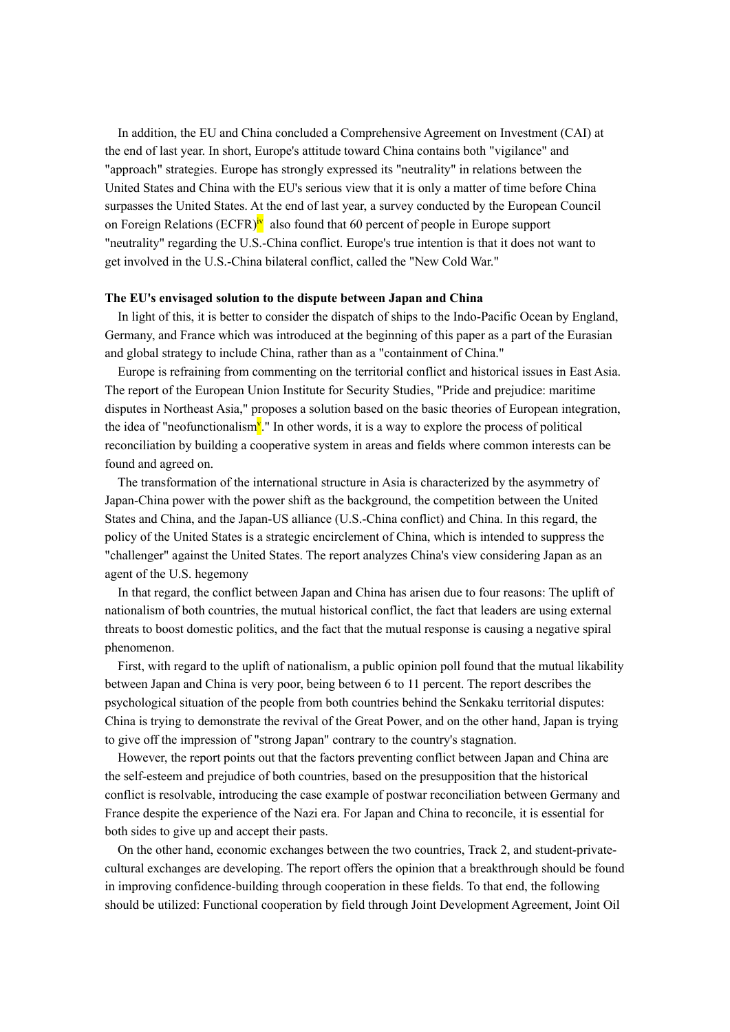In addition, the EU and China concluded a Comprehensive Agreement on Investment (CAI) at the end of last year. In short, Europe's attitude toward China contains both "vigilance" and "approach" strategies. Europe has strongly expressed its "neutrality" in relations between the United States and China with the EU's serious view that it is only a matter of time before China surpasses the United States. At the end of last year, a survey conducted by the European Council on Foreign Relations (ECFR)[iv] also found that 60 percent of people in Europe support "neutrality" regarding the U.S.-China conflict. Europe's true intention is that it does not want to get involved in the U.S.-China bilateral conflict, called the "New Cold War."

**The EU's envisaged solution to the dispute between Japan and China**

In light of this, it is better to consider the dispatch of ships to the Indo-Pacific Ocean by England, Germany, and France which was introduced at the beginning of this paper as a part of the Eurasian and global strategy to include China, rather than as a "containment of China."

Europe is refraining from commenting on the territorial conflict and historical issues in East Asia. The report of the European Union Institute for Security Studies, "Pride and prejudice: maritime disputes in Northeast Asia," proposes a solution based on the basic theories of European integration, the idea of "neofunctionalism[v]." In other words, it is a way to explore the process of political reconciliation by building a cooperative system in areas and fields where common interests can be found and agreed on.

The transformation of the international structure in Asia is characterized by the asymmetry of Japan-China power with the power shift as the background, the competition between the United States and China, and the Japan-US alliance (U.S.-China conflict) and China. In this regard, the policy of the United States is a strategic encirclement of China, which is intended to suppress the "challenger" against the United States. The report analyzes China's view considering Japan as an agent of the U.S. hegemony

In that regard, the conflict between Japan and China has arisen due to four reasons: The uplift of nationalism of both countries, the mutual historical conflict, the fact that leaders are using external threats to boost domestic politics, and the fact that the mutual response is causing a negative spiral phenomenon.

First, with regard to the uplift of nationalism, a public opinion poll found that the mutual likability between Japan and China is very poor, being between 6 to 11 percent. The report describes the psychological situation of the people from both countries behind the Senkaku territorial disputes: China is trying to demonstrate the revival of the Great Power, and on the other hand, Japan is trying to give off the impression of "strong Japan" contrary to the country's stagnation.

However, the report points out that the factors preventing conflict between Japan and China are the self-esteem and prejudice of both countries, based on the presupposition that the historical conflict is resolvable, introducing the case example of postwar reconciliation between Germany and France despite the experience of the Nazi era. For Japan and China to reconcile, it is essential for both sides to give up and accept their pasts.

On the other hand, economic exchanges between the two countries, Track 2, and student-private-cultural exchanges are developing. The report offers the opinion that a breakthrough should be found in improving confidence-building through cooperation in these fields. To that end, the following should be utilized: Functional cooperation by field through Joint Development Agreement, Joint Oil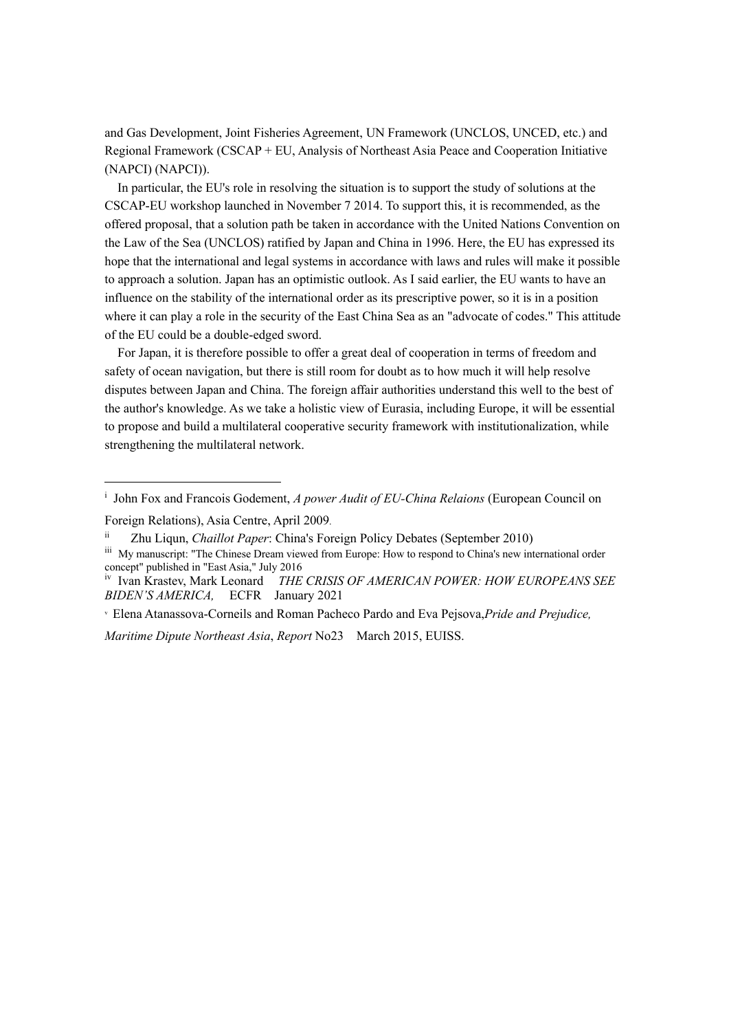and Gas Development, Joint Fisheries Agreement, UN Framework (UNCLOS, UNCED, etc.) and Regional Framework (CSCAP + EU, Analysis of Northeast Asia Peace and Cooperation Initiative (NAPCI) (NAPCI)).

In particular, the EU's role in resolving the situation is to support the study of solutions at the CSCAP-EU workshop launched in November 7 2014. To support this, it is recommended, as the offered proposal, that a solution path be taken in accordance with the United Nations Convention on the Law of the Sea (UNCLOS) ratified by Japan and China in 1996. Here, the EU has expressed its hope that the international and legal systems in accordance with laws and rules will make it possible to approach a solution. Japan has an optimistic outlook. As I said earlier, the EU wants to have an influence on the stability of the international order as its prescriptive power, so it is in a position where it can play a role in the security of the East China Sea as an "advocate of codes." This attitude of the EU could be a double-edged sword.

For Japan, it is therefore possible to offer a great deal of cooperation in terms of freedom and safety of ocean navigation, but there is still room for doubt as to how much it will help resolve disputes between Japan and China. The foreign affair authorities understand this well to the best of the author's knowledge. As we take a holistic view of Eurasia, including Europe, it will be essential to propose and build a multilateral cooperative security framework with institutionalization, while strengthening the multilateral network.

---

[i] John Fox and Francois Godement, *A power Audit of EU-China Relaions* (European Council on Foreign Relations), Asia Centre, April 2009.

[ii] Zhu Liqun, *Chaillot Paper*: China's Foreign Policy Debates (September 2010)

[iii] My manuscript: "The Chinese Dream viewed from Europe: How to respond to China's new international order concept" published in "East Asia," July 2016

[iv] Ivan Krastev, Mark Leonard *THE CRISIS OF AMERICAN POWER: HOW EUROPEANS SEE BIDEN'S AMERICA,* ECFR January 2021

[v] Elena Atanassova-Corneils and Roman Pacheco Pardo and Eva Pejsova,*Pride and Prejudice, Maritime Dipute Northeast Asia*, *Report* No23 March 2015, EUISS.